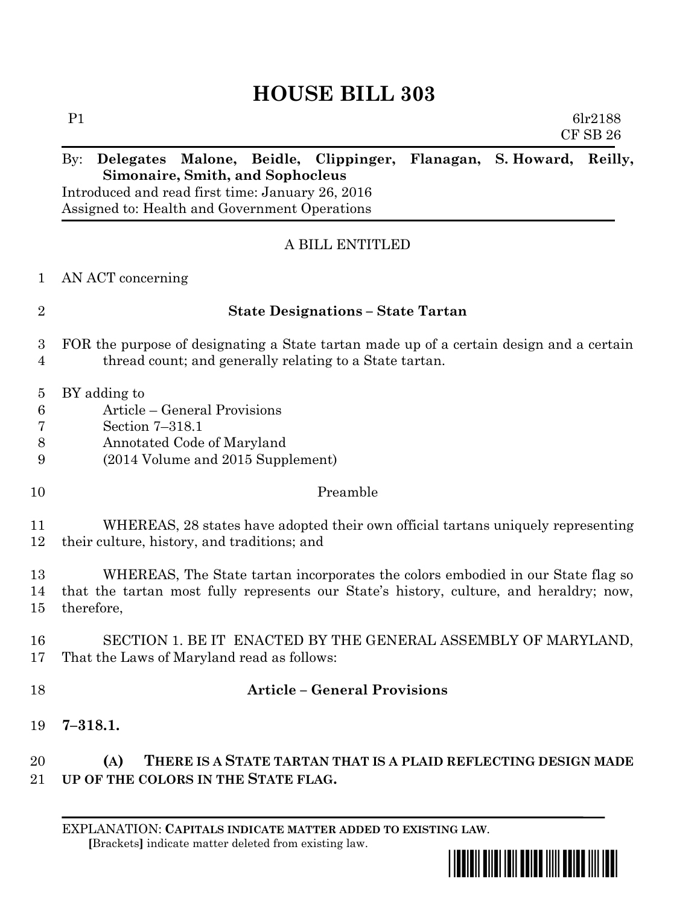# HOUSE BILL 303

P1 6lr2188
CF SB 26

By: **Delegates Malone, Beidle, Clippinger, Flanagan, S. Howard, Reilly, Simonaire, Smith, and Sophocleus**
Introduced and read first time: January 26, 2016
Assigned to: Health and Government Operations

A BILL ENTITLED

1 AN ACT concerning

2 **State Designations – State Tartan**

3 FOR the purpose of designating a State tartan made up of a certain design and a certain
4 thread count; and generally relating to a State tartan.

5 BY adding to
6 Article – General Provisions
7 Section 7–318.1
8 Annotated Code of Maryland
9 (2014 Volume and 2015 Supplement)

10 Preamble

11 WHEREAS, 28 states have adopted their own official tartans uniquely representing
12 their culture, history, and traditions; and

13 WHEREAS, The State tartan incorporates the colors embodied in our State flag so
14 that the tartan most fully represents our State's history, culture, and heraldry; now,
15 therefore,

16 SECTION 1. BE IT ENACTED BY THE GENERAL ASSEMBLY OF MARYLAND,
17 That the Laws of Maryland read as follows:

18 **Article – General Provisions**

19 **7–318.1.**

20 **(A) THERE IS A STATE TARTAN THAT IS A PLAID REFLECTING DESIGN MADE**
21 **UP OF THE COLORS IN THE STATE FLAG.**

EXPLANATION: **CAPITALS INDICATE MATTER ADDED TO EXISTING LAW**.
**[**Brackets**]** indicate matter deleted from existing law.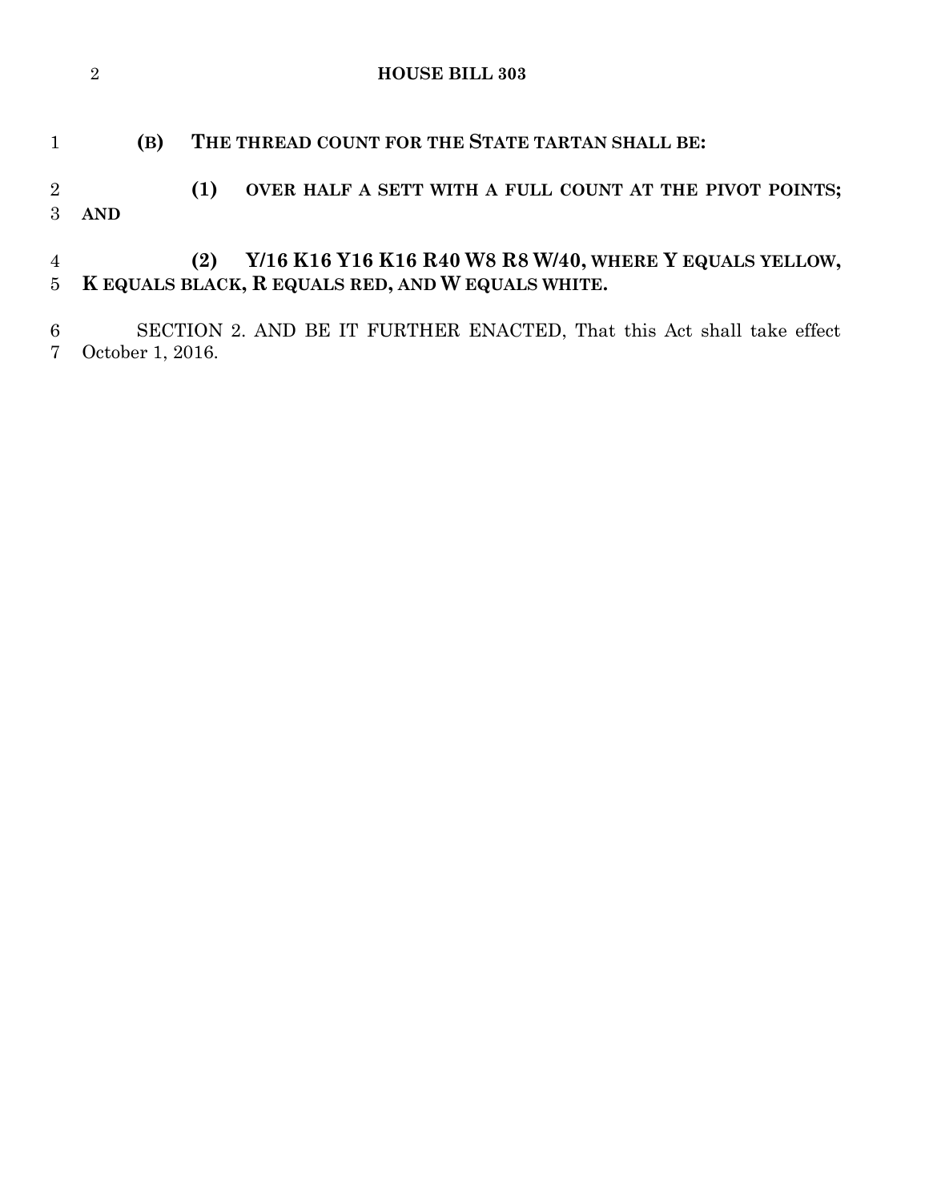**(B) THE THREAD COUNT FOR THE STATE TARTAN SHALL BE:**

**(1) OVER HALF A SETT WITH A FULL COUNT AT THE PIVOT POINTS; AND**

**(2) Y/16 K16 Y16 K16 R40 W8 R8 W/40, WHERE Y EQUALS YELLOW, K EQUALS BLACK, R EQUALS RED, AND W EQUALS WHITE.**

SECTION 2. AND BE IT FURTHER ENACTED, That this Act shall take effect October 1, 2016.